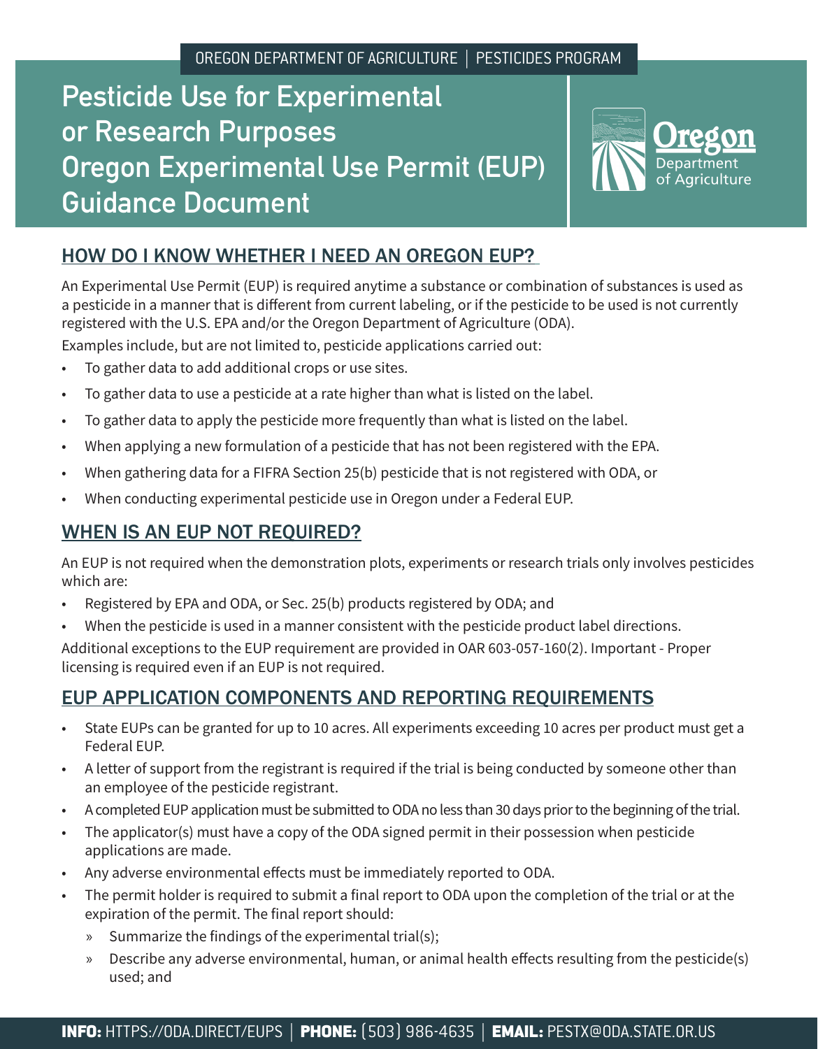OREGON DEPARTMENT OF AGRICULTURE | PESTICIDES PROGRAM

# Pesticide Use for Experimental or Research Purposes Oregon Experimental Use Permit (EUP) Guidance Document

## HOW DO I KNOW WHETHER I NEED AN OREGON EUP?

An Experimental Use Permit (EUP) is required anytime a substance or combination of substances is used as a pesticide in a manner that is different from current labeling, or if the pesticide to be used is not currently registered with the U.S. EPA and/or the Oregon Department of Agriculture (ODA).

Examples include, but are not limited to, pesticide applications carried out:

- To gather data to add additional crops or use sites.
- To gather data to use a pesticide at a rate higher than what is listed on the label.
- To gather data to apply the pesticide more frequently than what is listed on the label.
- When applying a new formulation of a pesticide that has not been registered with the EPA.
- When gathering data for a FIFRA Section 25(b) pesticide that is not registered with ODA, or
- When conducting experimental pesticide use in Oregon under a Federal EUP.

## WHEN IS AN EUP NOT REQUIRED?

An EUP is not required when the demonstration plots, experiments or research trials only involves pesticides which are:

- Registered by EPA and ODA, or Sec. 25(b) products registered by ODA; and
- When the pesticide is used in a manner consistent with the pesticide product label directions.

Additional exceptions to the EUP requirement are provided in OAR 603-057-160(2). Important - Proper licensing is required even if an EUP is not required.

## EUP APPLICATION COMPONENTS AND REPORTING REQUIREMENTS

- State EUPs can be granted for up to 10 acres. All experiments exceeding 10 acres per product must get a Federal EUP.
- A letter of support from the registrant is required if the trial is being conducted by someone other than an employee of the pesticide registrant.
- A completed EUP application must be submitted to ODA no less than 30 days prior to the beginning of the trial.
- The applicator(s) must have a copy of the ODA signed permit in their possession when pesticide applications are made.
- Any adverse environmental effects must be immediately reported to ODA.
- The permit holder is required to submit a final report to ODA upon the completion of the trial or at the expiration of the permit. The final report should:
  - Summarize the findings of the experimental trial(s);
  - Describe any adverse environmental, human, or animal health effects resulting from the pesticide(s) used; and

**INFO:** HTTPS://ODA.DIRECT/EUPS | **PHONE:** (503) 986-4635 | **EMAIL:** PESTX@ODA.STATE.OR.US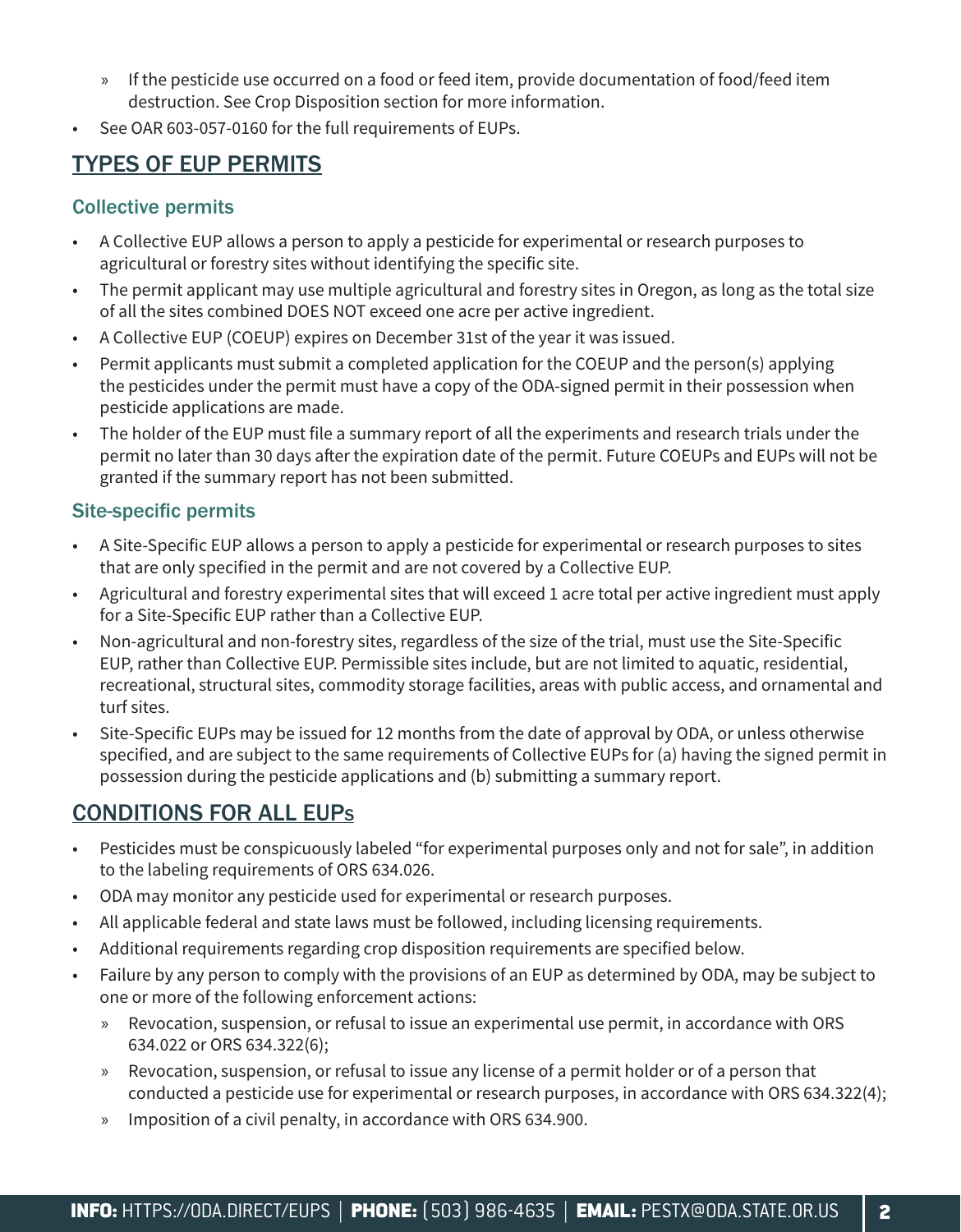- If the pesticide use occurred on a food or feed item, provide documentation of food/feed item destruction. See Crop Disposition section for more information.
- See OAR 603-057-0160 for the full requirements of EUPs.

## TYPES OF EUP PERMITS

### Collective permits

- A Collective EUP allows a person to apply a pesticide for experimental or research purposes to agricultural or forestry sites without identifying the specific site.
- The permit applicant may use multiple agricultural and forestry sites in Oregon, as long as the total size of all the sites combined DOES NOT exceed one acre per active ingredient.
- A Collective EUP (COEUP) expires on December 31st of the year it was issued.
- Permit applicants must submit a completed application for the COEUP and the person(s) applying the pesticides under the permit must have a copy of the ODA-signed permit in their possession when pesticide applications are made.
- The holder of the EUP must file a summary report of all the experiments and research trials under the permit no later than 30 days after the expiration date of the permit. Future COEUPs and EUPs will not be granted if the summary report has not been submitted.

### Site-specific permits

- A Site-Specific EUP allows a person to apply a pesticide for experimental or research purposes to sites that are only specified in the permit and are not covered by a Collective EUP.
- Agricultural and forestry experimental sites that will exceed 1 acre total per active ingredient must apply for a Site-Specific EUP rather than a Collective EUP.
- Non-agricultural and non-forestry sites, regardless of the size of the trial, must use the Site-Specific EUP, rather than Collective EUP. Permissible sites include, but are not limited to aquatic, residential, recreational, structural sites, commodity storage facilities, areas with public access, and ornamental and turf sites.
- Site-Specific EUPs may be issued for 12 months from the date of approval by ODA, or unless otherwise specified, and are subject to the same requirements of Collective EUPs for (a) having the signed permit in possession during the pesticide applications and (b) submitting a summary report.

## CONDITIONS FOR ALL EUPs

- Pesticides must be conspicuously labeled "for experimental purposes only and not for sale", in addition to the labeling requirements of ORS 634.026.
- ODA may monitor any pesticide used for experimental or research purposes.
- All applicable federal and state laws must be followed, including licensing requirements.
- Additional requirements regarding crop disposition requirements are specified below.
- Failure by any person to comply with the provisions of an EUP as determined by ODA, may be subject to one or more of the following enforcement actions:
   - Revocation, suspension, or refusal to issue an experimental use permit, in accordance with ORS 634.022 or ORS 634.322(6);
   - Revocation, suspension, or refusal to issue any license of a permit holder or of a person that conducted a pesticide use for experimental or research purposes, in accordance with ORS 634.322(4);
   - Imposition of a civil penalty, in accordance with ORS 634.900.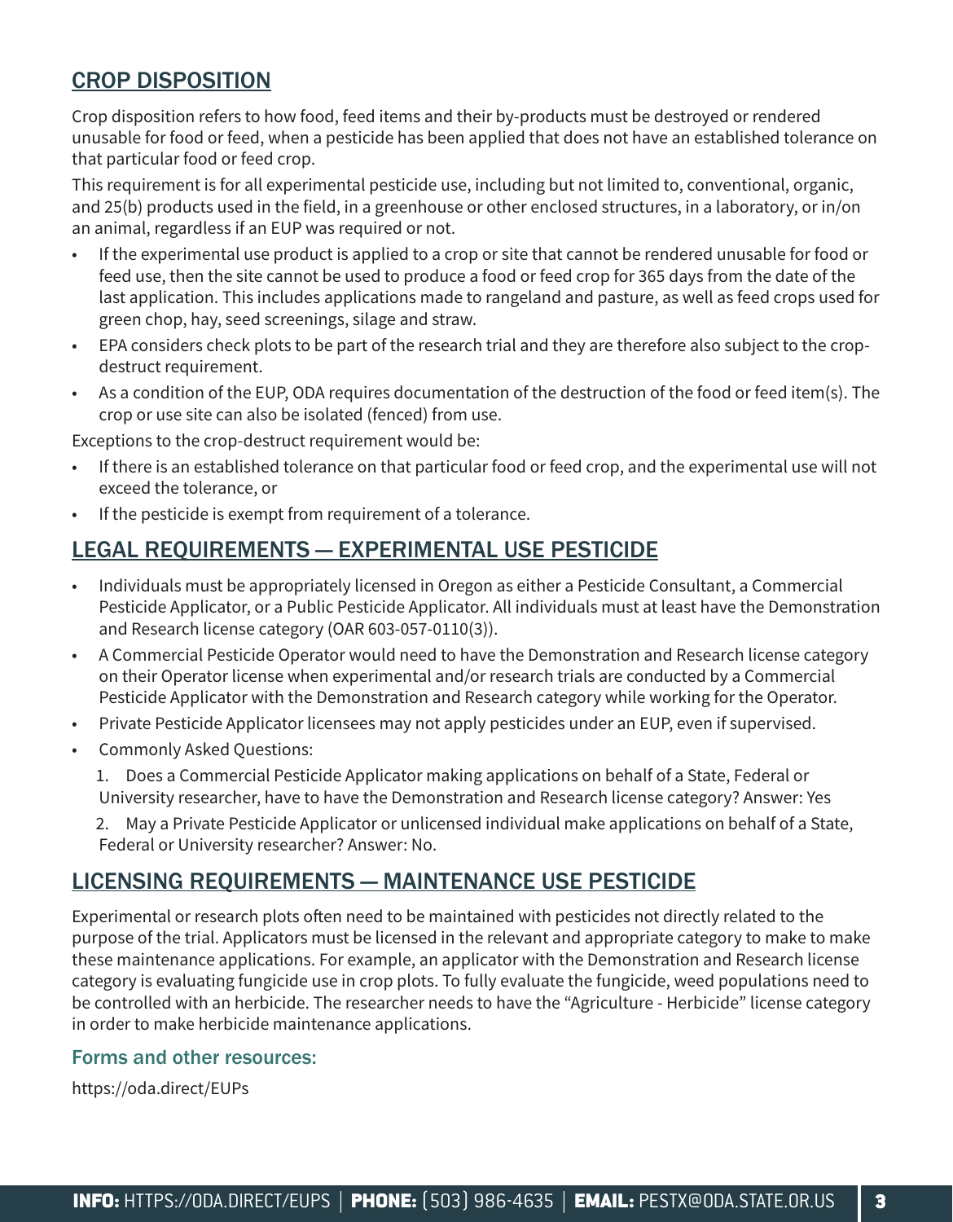## CROP DISPOSITION

Crop disposition refers to how food, feed items and their by-products must be destroyed or rendered unusable for food or feed, when a pesticide has been applied that does not have an established tolerance on that particular food or feed crop.

This requirement is for all experimental pesticide use, including but not limited to, conventional, organic, and 25(b) products used in the field, in a greenhouse or other enclosed structures, in a laboratory, or in/on an animal, regardless if an EUP was required or not.

- If the experimental use product is applied to a crop or site that cannot be rendered unusable for food or feed use, then the site cannot be used to produce a food or feed crop for 365 days from the date of the last application. This includes applications made to rangeland and pasture, as well as feed crops used for green chop, hay, seed screenings, silage and straw.
- EPA considers check plots to be part of the research trial and they are therefore also subject to the crop-destruct requirement.
- As a condition of the EUP, ODA requires documentation of the destruction of the food or feed item(s). The crop or use site can also be isolated (fenced) from use.

Exceptions to the crop-destruct requirement would be:

- If there is an established tolerance on that particular food or feed crop, and the experimental use will not exceed the tolerance, or
- If the pesticide is exempt from requirement of a tolerance.

## LEGAL REQUIREMENTS — EXPERIMENTAL USE PESTICIDE

- Individuals must be appropriately licensed in Oregon as either a Pesticide Consultant, a Commercial Pesticide Applicator, or a Public Pesticide Applicator. All individuals must at least have the Demonstration and Research license category (OAR 603-057-0110(3)).
- A Commercial Pesticide Operator would need to have the Demonstration and Research license category on their Operator license when experimental and/or research trials are conducted by a Commercial Pesticide Applicator with the Demonstration and Research category while working for the Operator.
- Private Pesticide Applicator licensees may not apply pesticides under an EUP, even if supervised.
- Commonly Asked Questions:
  1. Does a Commercial Pesticide Applicator making applications on behalf of a State, Federal or University researcher, have to have the Demonstration and Research license category? Answer: Yes
  2. May a Private Pesticide Applicator or unlicensed individual make applications on behalf of a State, Federal or University researcher? Answer: No.

## LICENSING REQUIREMENTS — MAINTENANCE USE PESTICIDE

Experimental or research plots often need to be maintained with pesticides not directly related to the purpose of the trial. Applicators must be licensed in the relevant and appropriate category to make to make these maintenance applications. For example, an applicator with the Demonstration and Research license category is evaluating fungicide use in crop plots. To fully evaluate the fungicide, weed populations need to be controlled with an herbicide. The researcher needs to have the "Agriculture - Herbicide" license category in order to make herbicide maintenance applications.

### Forms and other resources:

https://oda.direct/EUPs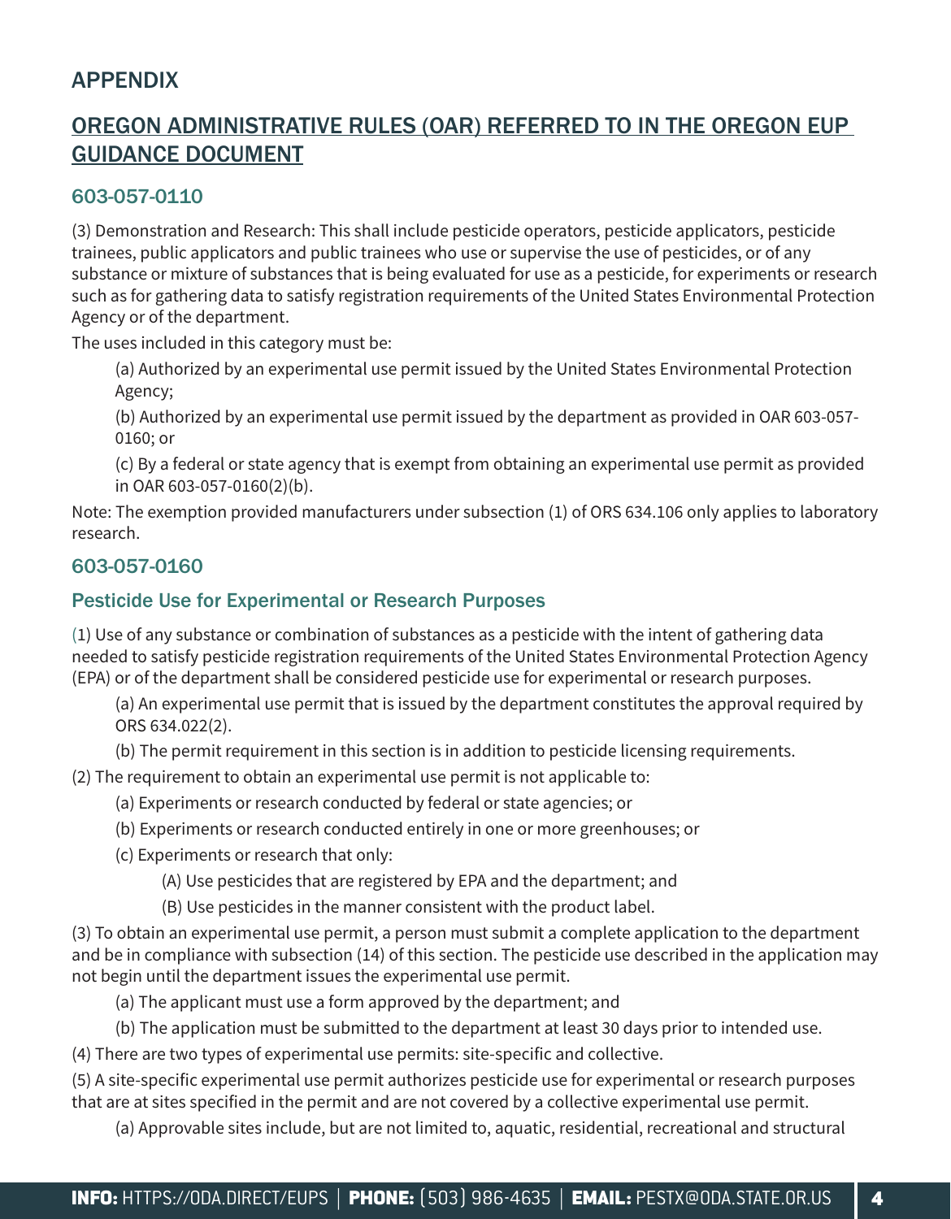## APPENDIX

## OREGON ADMINISTRATIVE RULES (OAR) REFERRED TO IN THE OREGON EUP GUIDANCE DOCUMENT

### 603-057-0110

(3) Demonstration and Research: This shall include pesticide operators, pesticide applicators, pesticide trainees, public applicators and public trainees who use or supervise the use of pesticides, or of any substance or mixture of substances that is being evaluated for use as a pesticide, for experiments or research such as for gathering data to satisfy registration requirements of the United States Environmental Protection Agency or of the department.

The uses included in this category must be:

(a) Authorized by an experimental use permit issued by the United States Environmental Protection Agency;

(b) Authorized by an experimental use permit issued by the department as provided in OAR 603-057-0160; or

(c) By a federal or state agency that is exempt from obtaining an experimental use permit as provided in OAR 603-057-0160(2)(b).

Note: The exemption provided manufacturers under subsection (1) of ORS 634.106 only applies to laboratory research.

### 603-057-0160

### Pesticide Use for Experimental or Research Purposes

(1) Use of any substance or combination of substances as a pesticide with the intent of gathering data needed to satisfy pesticide registration requirements of the United States Environmental Protection Agency (EPA) or of the department shall be considered pesticide use for experimental or research purposes.

(a) An experimental use permit that is issued by the department constitutes the approval required by ORS 634.022(2).

(b) The permit requirement in this section is in addition to pesticide licensing requirements.

(2) The requirement to obtain an experimental use permit is not applicable to:

(a) Experiments or research conducted by federal or state agencies; or

(b) Experiments or research conducted entirely in one or more greenhouses; or

(c) Experiments or research that only:

(A) Use pesticides that are registered by EPA and the department; and

(B) Use pesticides in the manner consistent with the product label.

(3) To obtain an experimental use permit, a person must submit a complete application to the department and be in compliance with subsection (14) of this section. The pesticide use described in the application may not begin until the department issues the experimental use permit.

(a) The applicant must use a form approved by the department; and

(b) The application must be submitted to the department at least 30 days prior to intended use.

(4) There are two types of experimental use permits: site-specific and collective.

(5) A site-specific experimental use permit authorizes pesticide use for experimental or research purposes that are at sites specified in the permit and are not covered by a collective experimental use permit.

(a) Approvable sites include, but are not limited to, aquatic, residential, recreational and structural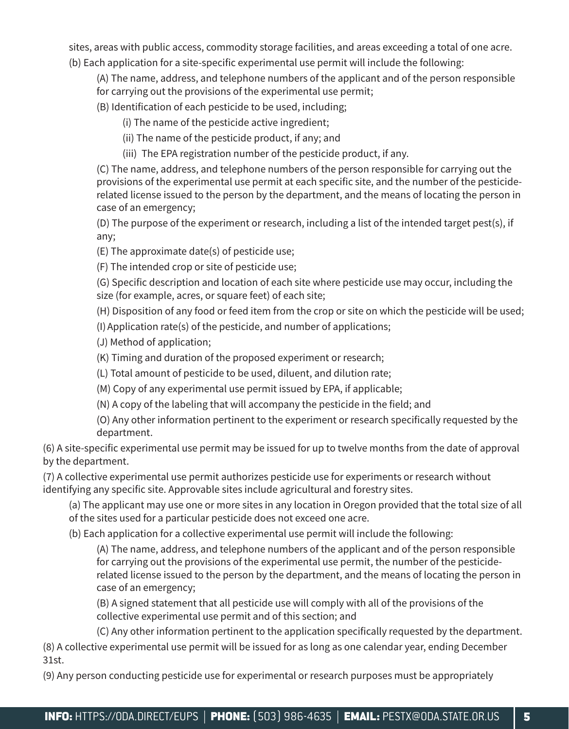sites, areas with public access, commodity storage facilities, and areas exceeding a total of one acre.

(b) Each application for a site-specific experimental use permit will include the following:

(A) The name, address, and telephone numbers of the applicant and of the person responsible for carrying out the provisions of the experimental use permit;

(B) Identification of each pesticide to be used, including;

(i) The name of the pesticide active ingredient;

(ii) The name of the pesticide product, if any; and

(iii) The EPA registration number of the pesticide product, if any.

(C) The name, address, and telephone numbers of the person responsible for carrying out the provisions of the experimental use permit at each specific site, and the number of the pesticide-related license issued to the person by the department, and the means of locating the person in case of an emergency;

(D) The purpose of the experiment or research, including a list of the intended target pest(s), if any;

(E) The approximate date(s) of pesticide use;

(F) The intended crop or site of pesticide use;

(G) Specific description and location of each site where pesticide use may occur, including the size (for example, acres, or square feet) of each site;

(H) Disposition of any food or feed item from the crop or site on which the pesticide will be used;

(I) Application rate(s) of the pesticide, and number of applications;

(J) Method of application;

(K) Timing and duration of the proposed experiment or research;

(L) Total amount of pesticide to be used, diluent, and dilution rate;

(M) Copy of any experimental use permit issued by EPA, if applicable;

(N) A copy of the labeling that will accompany the pesticide in the field; and

(O) Any other information pertinent to the experiment or research specifically requested by the department.

(6) A site-specific experimental use permit may be issued for up to twelve months from the date of approval by the department.

(7) A collective experimental use permit authorizes pesticide use for experiments or research without identifying any specific site. Approvable sites include agricultural and forestry sites.

(a) The applicant may use one or more sites in any location in Oregon provided that the total size of all of the sites used for a particular pesticide does not exceed one acre.

(b) Each application for a collective experimental use permit will include the following:

(A) The name, address, and telephone numbers of the applicant and of the person responsible for carrying out the provisions of the experimental use permit, the number of the pesticide-related license issued to the person by the department, and the means of locating the person in case of an emergency;

(B) A signed statement that all pesticide use will comply with all of the provisions of the collective experimental use permit and of this section; and

(C) Any other information pertinent to the application specifically requested by the department.

(8) A collective experimental use permit will be issued for as long as one calendar year, ending December 31st.

(9) Any person conducting pesticide use for experimental or research purposes must be appropriately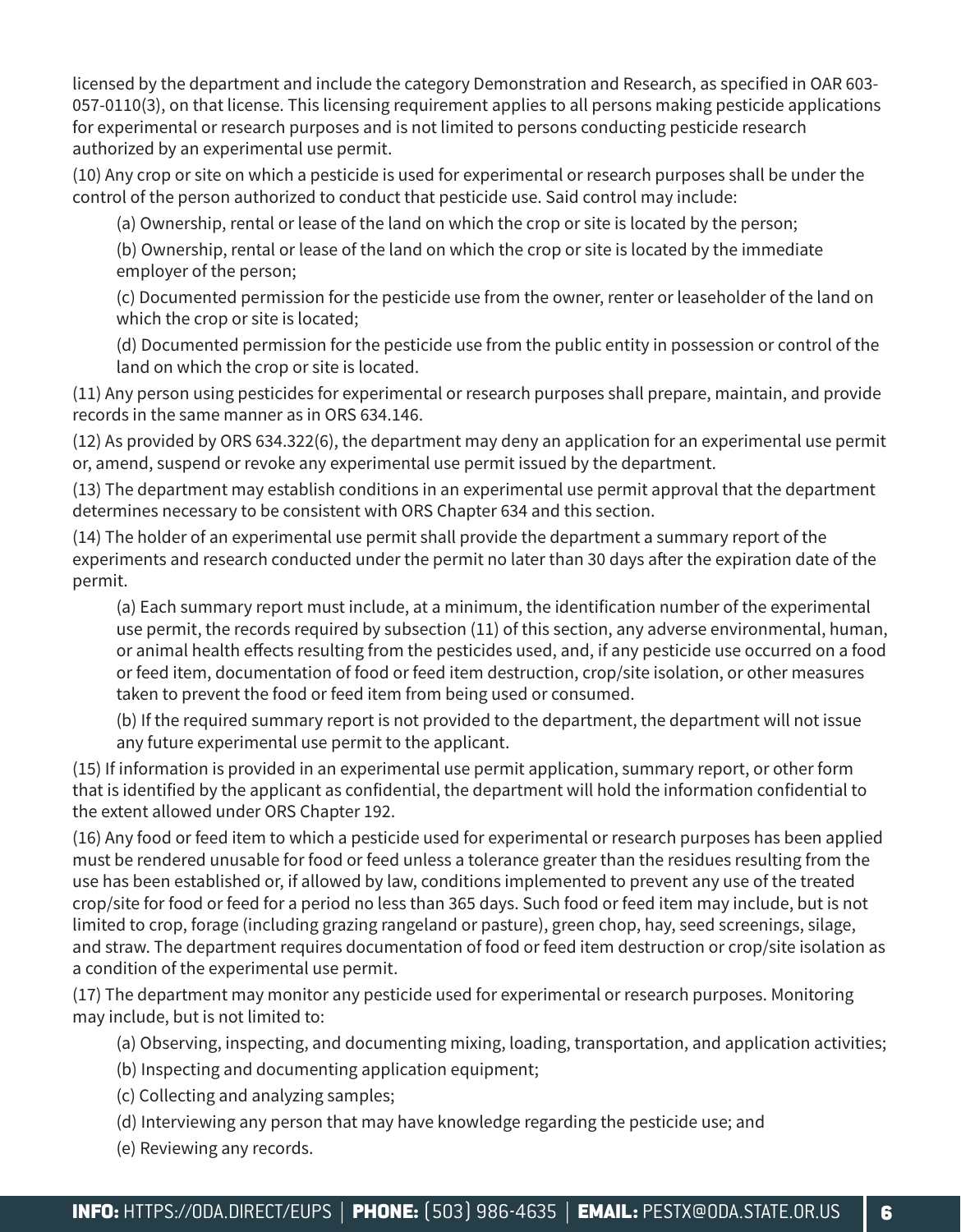licensed by the department and include the category Demonstration and Research, as specified in OAR 603-057-0110(3), on that license. This licensing requirement applies to all persons making pesticide applications for experimental or research purposes and is not limited to persons conducting pesticide research authorized by an experimental use permit.

(10) Any crop or site on which a pesticide is used for experimental or research purposes shall be under the control of the person authorized to conduct that pesticide use. Said control may include:

(a) Ownership, rental or lease of the land on which the crop or site is located by the person;

(b) Ownership, rental or lease of the land on which the crop or site is located by the immediate employer of the person;

(c) Documented permission for the pesticide use from the owner, renter or leaseholder of the land on which the crop or site is located;

(d) Documented permission for the pesticide use from the public entity in possession or control of the land on which the crop or site is located.

(11) Any person using pesticides for experimental or research purposes shall prepare, maintain, and provide records in the same manner as in ORS 634.146.

(12) As provided by ORS 634.322(6), the department may deny an application for an experimental use permit or, amend, suspend or revoke any experimental use permit issued by the department.

(13) The department may establish conditions in an experimental use permit approval that the department determines necessary to be consistent with ORS Chapter 634 and this section.

(14) The holder of an experimental use permit shall provide the department a summary report of the experiments and research conducted under the permit no later than 30 days after the expiration date of the permit.

(a) Each summary report must include, at a minimum, the identification number of the experimental use permit, the records required by subsection (11) of this section, any adverse environmental, human, or animal health effects resulting from the pesticides used, and, if any pesticide use occurred on a food or feed item, documentation of food or feed item destruction, crop/site isolation, or other measures taken to prevent the food or feed item from being used or consumed.

(b) If the required summary report is not provided to the department, the department will not issue any future experimental use permit to the applicant.

(15) If information is provided in an experimental use permit application, summary report, or other form that is identified by the applicant as confidential, the department will hold the information confidential to the extent allowed under ORS Chapter 192.

(16) Any food or feed item to which a pesticide used for experimental or research purposes has been applied must be rendered unusable for food or feed unless a tolerance greater than the residues resulting from the use has been established or, if allowed by law, conditions implemented to prevent any use of the treated crop/site for food or feed for a period no less than 365 days. Such food or feed item may include, but is not limited to crop, forage (including grazing rangeland or pasture), green chop, hay, seed screenings, silage, and straw. The department requires documentation of food or feed item destruction or crop/site isolation as a condition of the experimental use permit.

(17) The department may monitor any pesticide used for experimental or research purposes. Monitoring may include, but is not limited to:

(a) Observing, inspecting, and documenting mixing, loading, transportation, and application activities;

(b) Inspecting and documenting application equipment;

(c) Collecting and analyzing samples;

(d) Interviewing any person that may have knowledge regarding the pesticide use; and

(e) Reviewing any records.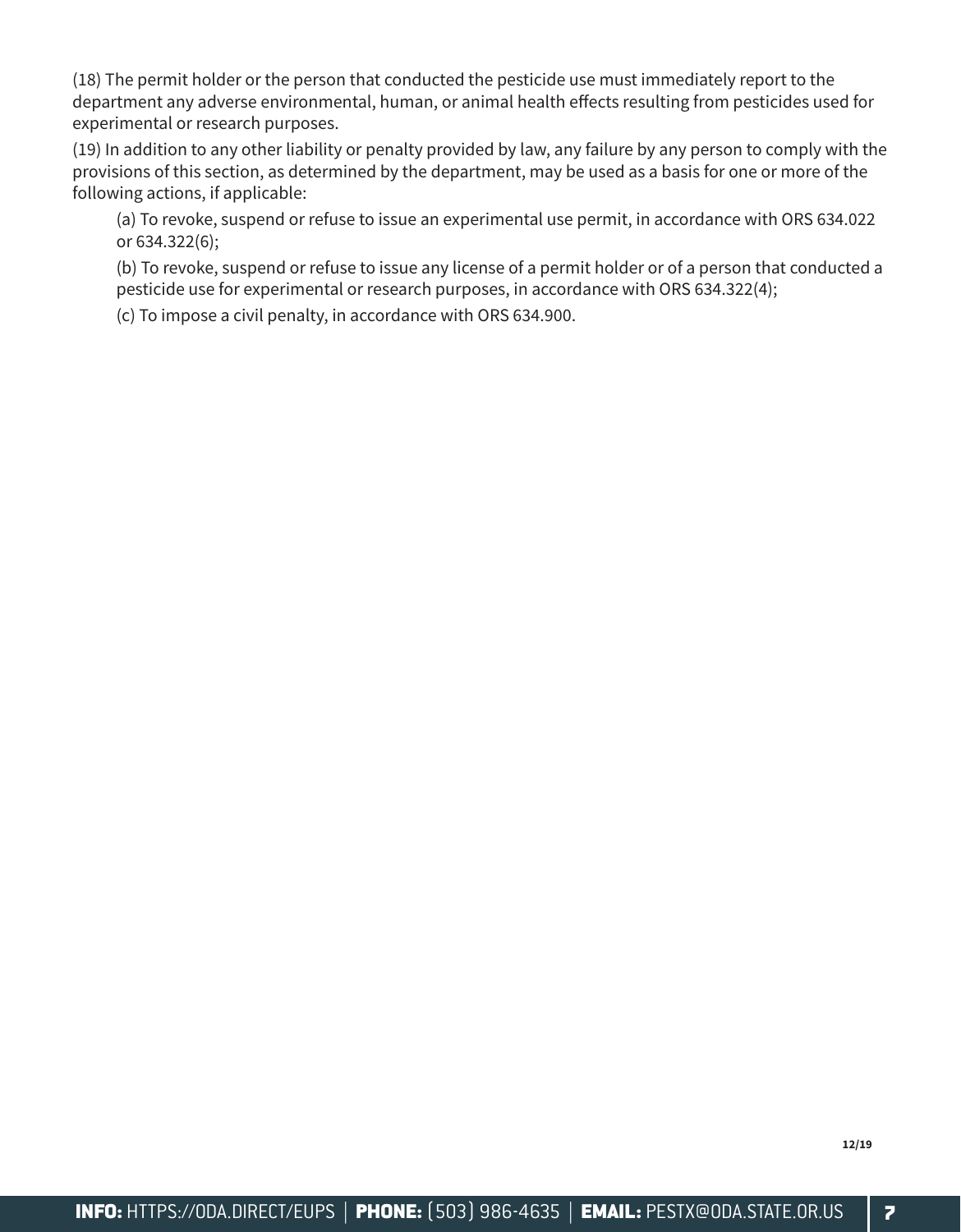(18) The permit holder or the person that conducted the pesticide use must immediately report to the department any adverse environmental, human, or animal health effects resulting from pesticides used for experimental or research purposes.

(19) In addition to any other liability or penalty provided by law, any failure by any person to comply with the provisions of this section, as determined by the department, may be used as a basis for one or more of the following actions, if applicable:

(a) To revoke, suspend or refuse to issue an experimental use permit, in accordance with ORS 634.022 or 634.322(6);

(b) To revoke, suspend or refuse to issue any license of a permit holder or of a person that conducted a pesticide use for experimental or research purposes, in accordance with ORS 634.322(4);

(c) To impose a civil penalty, in accordance with ORS 634.900.